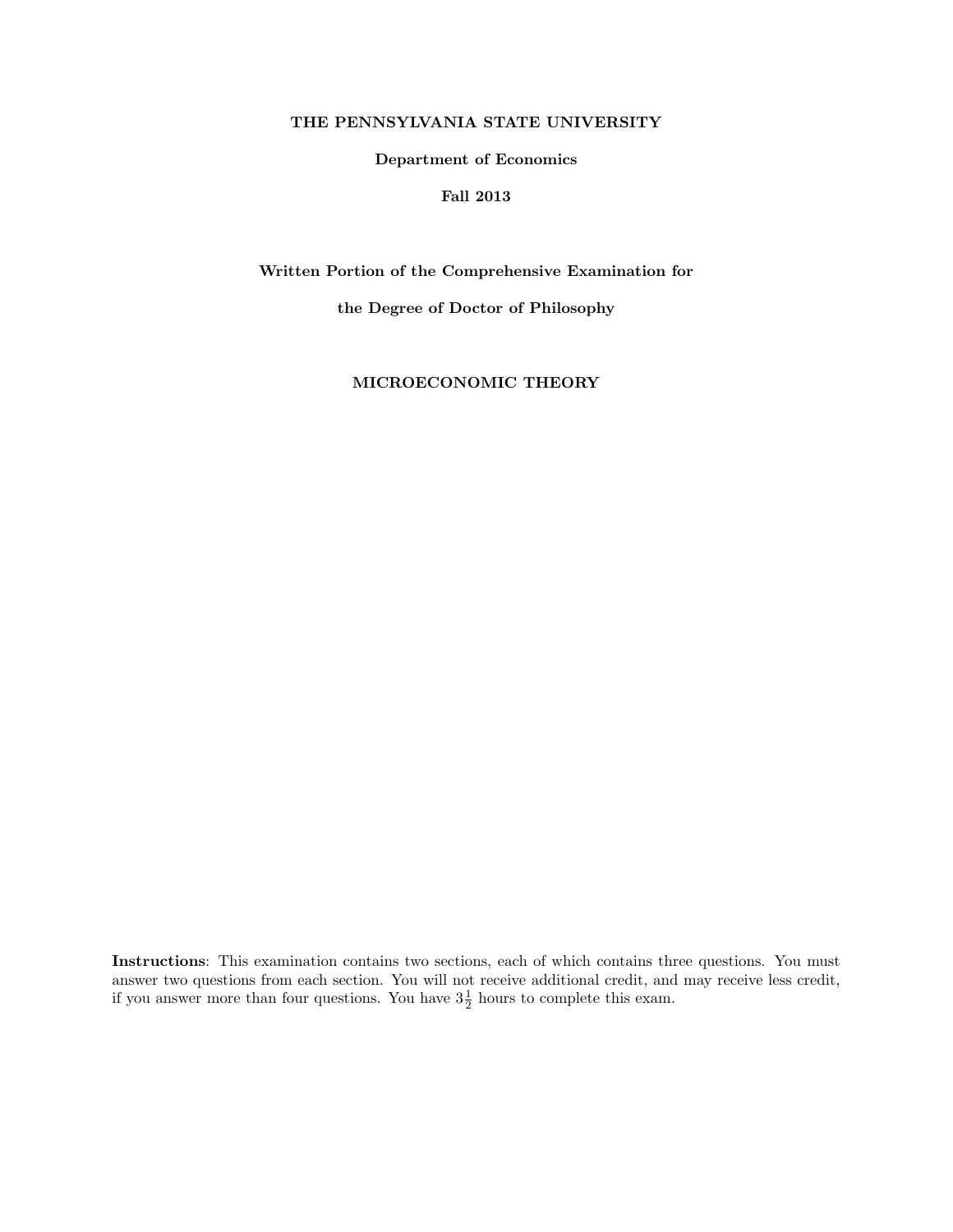**THE PENNSYLVANIA STATE UNIVERSITY**

**Department of Economics**

**Fall 2013**

**Written Portion of the Comprehensive Examination for**

**the Degree of Doctor of Philosophy**

**MICROECONOMIC THEORY**

**Instructions**: This examination contains two sections, each of which contains three questions. You must answer two questions from each section. You will not receive additional credit, and may receive less credit, if you answer more than four questions. You have $3\frac{1}{2}$ hours to complete this exam.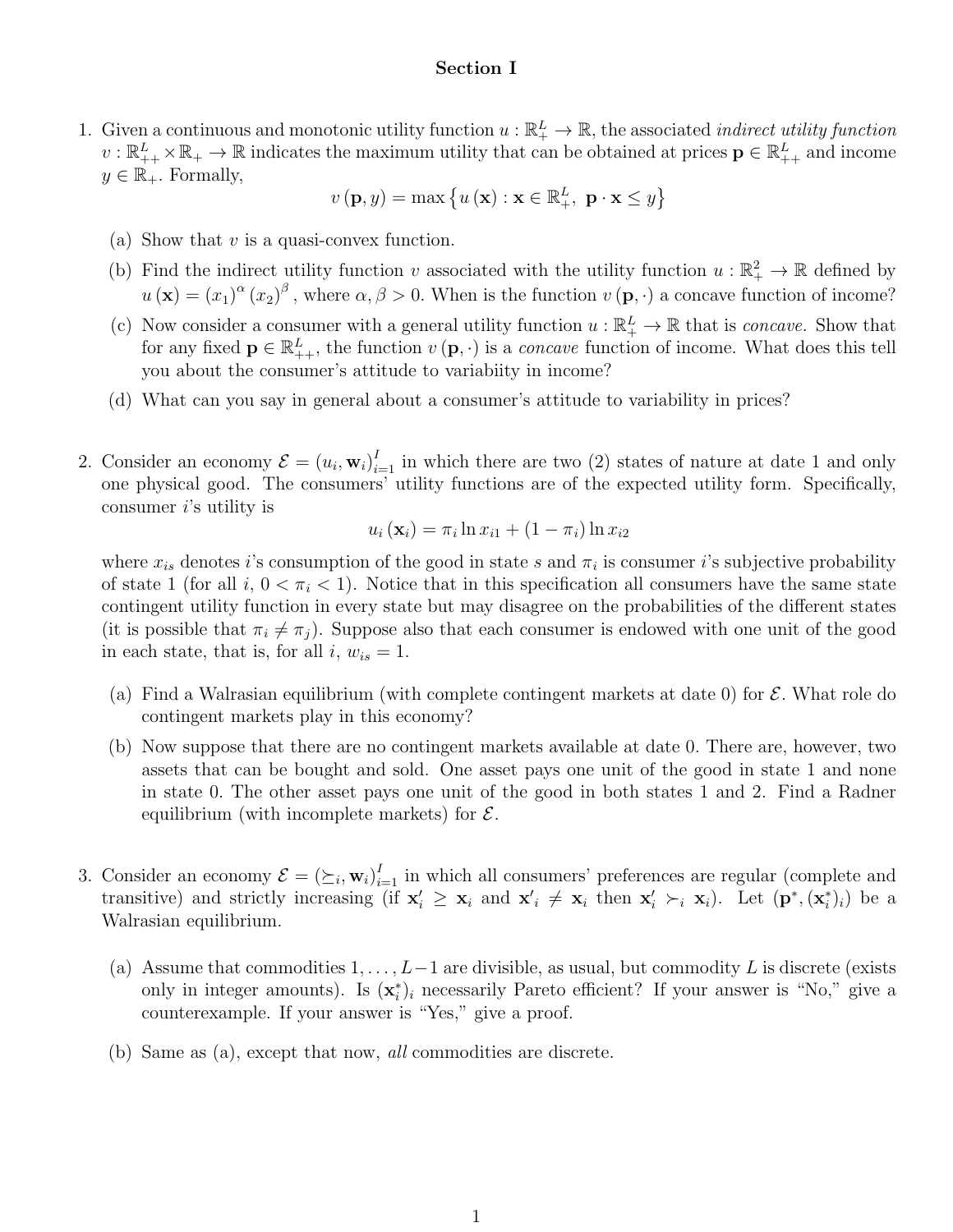## Section I

1. Given a continuous and monotonic utility function $u : \mathbb{R}_+^L \to \mathbb{R}$, the associated *indirect utility function* $v : \mathbb{R}_{++}^L \times \mathbb{R}_+ \to \mathbb{R}$ indicates the maximum utility that can be obtained at prices $\mathbf{p} \in \mathbb{R}_{++}^L$ and income $y \in \mathbb{R}_+$. Formally,

$$v(\mathbf{p}, y) = \max \left\{ u(\mathbf{x}) : \mathbf{x} \in \mathbb{R}_+^L, \ \mathbf{p} \cdot \mathbf{x} \leq y \right\}$$

   (a) Show that $v$ is a quasi-convex function.

   (b) Find the indirect utility function $v$ associated with the utility function $u : \mathbb{R}_+^2 \to \mathbb{R}$ defined by $u(\mathbf{x}) = (x_1)^\alpha (x_2)^\beta$, where $\alpha, \beta > 0$. When is the function $v(\mathbf{p}, \cdot)$ a concave function of income?

   (c) Now consider a consumer with a general utility function $u : \mathbb{R}_+^L \to \mathbb{R}$ that is *concave.* Show that for any fixed $\mathbf{p} \in \mathbb{R}_{++}^L$, the function $v(\mathbf{p}, \cdot)$ is a *concave* function of income. What does this tell you about the consumer's attitude to variabiity in income?

   (d) What can you say in general about a consumer's attitude to variability in prices?

2. Consider an economy $\mathcal{E} = (u_i, \mathbf{w}_i)_{i=1}^I$ in which there are two (2) states of nature at date 1 and only one physical good. The consumers' utility functions are of the expected utility form. Specifically, consumer $i$'s utility is

$$u_i(\mathbf{x}_i) = \pi_i \ln x_{i1} + (1 - \pi_i) \ln x_{i2}$$

   where $x_{is}$ denotes $i$'s consumption of the good in state $s$ and $\pi_i$ is consumer $i$'s subjective probability of state 1 (for all $i$, $0 < \pi_i < 1$). Notice that in this specification all consumers have the same state contingent utility function in every state but may disagree on the probabilities of the different states (it is possible that $\pi_i \neq \pi_j$). Suppose also that each consumer is endowed with one unit of the good in each state, that is, for all $i$, $w_{is} = 1$.

   (a) Find a Walrasian equilibrium (with complete contingent markets at date 0) for $\mathcal{E}$. What role do contingent markets play in this economy?

   (b) Now suppose that there are no contingent markets available at date 0. There are, however, two assets that can be bought and sold. One asset pays one unit of the good in state 1 and none in state 0. The other asset pays one unit of the good in both states 1 and 2. Find a Radner equilibrium (with incomplete markets) for $\mathcal{E}$.

3. Consider an economy $\mathcal{E} = (\succeq_i, \mathbf{w}_i)_{i=1}^I$ in which all consumers' preferences are regular (complete and transitive) and strictly increasing (if $\mathbf{x}'_i \geq \mathbf{x}_i$ and $\mathbf{x}'_i \neq \mathbf{x}_i$ then $\mathbf{x}'_i \succ_i \mathbf{x}_i$). Let $(\mathbf{p}^*, (\mathbf{x}_i^*)_i)$ be a Walrasian equilibrium.

   (a) Assume that commodities $1, \ldots, L-1$ are divisible, as usual, but commodity $L$ is discrete (exists only in integer amounts). Is $(\mathbf{x}_i^*)_i$ necessarily Pareto efficient? If your answer is "No," give a counterexample. If your answer is "Yes," give a proof.

   (b) Same as (a), except that now, *all* commodities are discrete.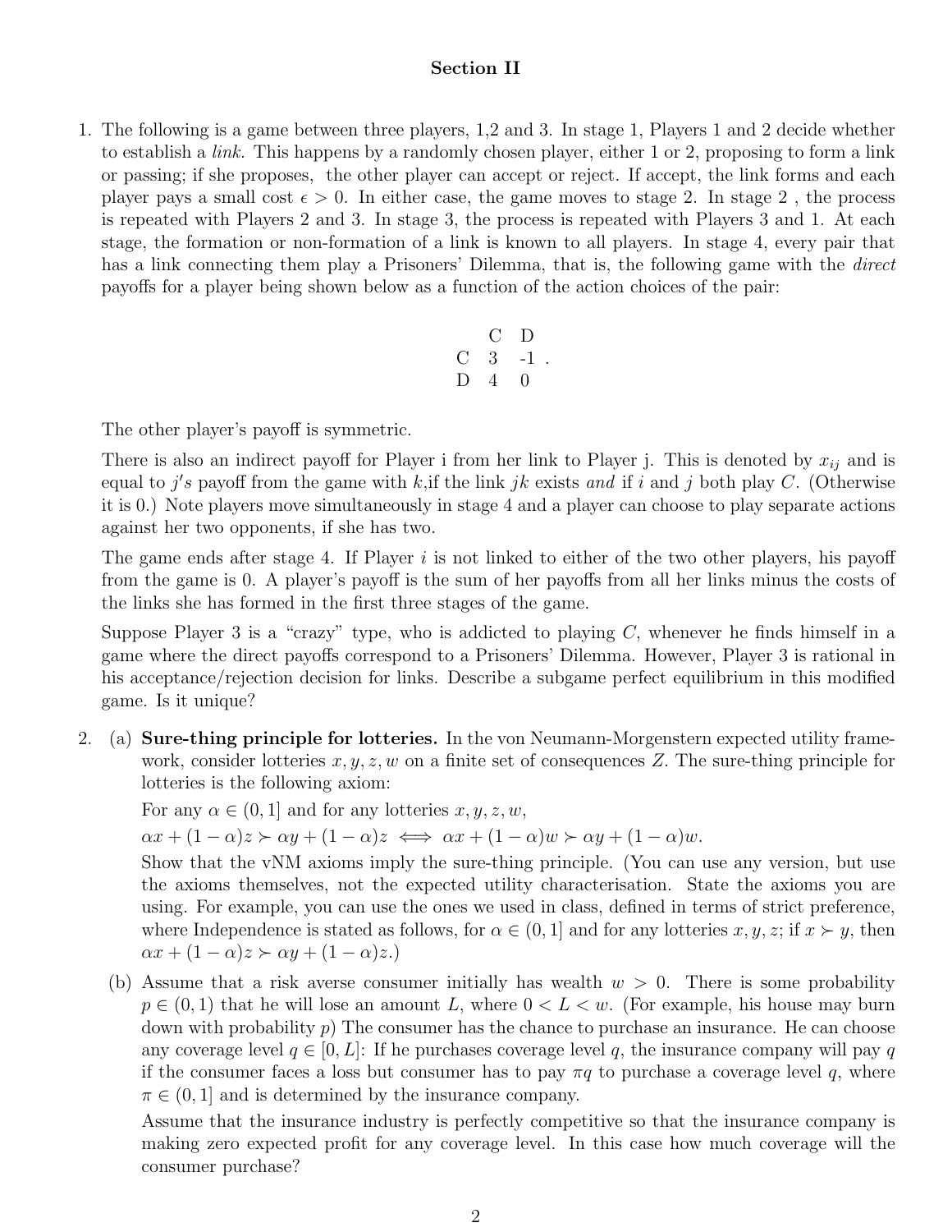## Section II

1. The following is a game between three players, 1,2 and 3. In stage 1, Players 1 and 2 decide whether to establish a *link.* This happens by a randomly chosen player, either 1 or 2, proposing to form a link or passing; if she proposes, the other player can accept or reject. If accept, the link forms and each player pays a small cost $\epsilon > 0$. In either case, the game moves to stage 2. In stage 2 , the process is repeated with Players 2 and 3. In stage 3, the process is repeated with Players 3 and 1. At each stage, the formation or non-formation of a link is known to all players. In stage 4, every pair that has a link connecting them play a Prisoners' Dilemma, that is, the following game with the *direct* payoffs for a player being shown below as a function of the action choices of the pair:

   | | C | D |
   |---|---|---|
   | C | 3 | -1 |
   | D | 4 | 0 |

   The other player's payoff is symmetric.

   There is also an indirect payoff for Player i from her link to Player j. This is denoted by $x_{ij}$ and is equal to $j$'s payoff from the game with $k$,if the link $jk$ exists *and* if $i$ and $j$ both play $C$. (Otherwise it is 0.) Note players move simultaneously in stage 4 and a player can choose to play separate actions against her two opponents, if she has two.

   The game ends after stage 4. If Player $i$ is not linked to either of the two other players, his payoff from the game is 0. A player's payoff is the sum of her payoffs from all her links minus the costs of the links she has formed in the first three stages of the game.

   Suppose Player 3 is a "crazy" type, who is addicted to playing $C$, whenever he finds himself in a game where the direct payoffs correspond to a Prisoners' Dilemma. However, Player 3 is rational in his acceptance/rejection decision for links. Describe a subgame perfect equilibrium in this modified game. Is it unique?

2. (a) **Sure-thing principle for lotteries.** In the von Neumann-Morgenstern expected utility framework, consider lotteries $x, y, z, w$ on a finite set of consequences $Z$. The sure-thing principle for lotteries is the following axiom:

   For any $\alpha \in (0, 1]$ and for any lotteries $x, y, z, w$,

   $\alpha x + (1 - \alpha)z \succ \alpha y + (1 - \alpha)z \iff \alpha x + (1 - \alpha)w \succ \alpha y + (1 - \alpha)w$.

   Show that the vNM axioms imply the sure-thing principle. (You can use any version, but use the axioms themselves, not the expected utility characterisation. State the axioms you are using. For example, you can use the ones we used in class, defined in terms of strict preference, where Independence is stated as follows, for $\alpha \in (0, 1]$ and for any lotteries $x, y, z$; if $x \succ y$, then $\alpha x + (1 - \alpha)z \succ \alpha y + (1 - \alpha)z$.)

   (b) Assume that a risk averse consumer initially has wealth $w > 0$. There is some probability $p \in (0, 1)$ that he will lose an amount $L$, where $0 < L < w$. (For example, his house may burn down with probability $p$) The consumer has the chance to purchase an insurance. He can choose any coverage level $q \in [0, L]$: If he purchases coverage level $q$, the insurance company will pay $q$ if the consumer faces a loss but consumer has to pay $\pi q$ to purchase a coverage level $q$, where $\pi \in (0, 1]$ and is determined by the insurance company.

   Assume that the insurance industry is perfectly competitive so that the insurance company is making zero expected profit for any coverage level. In this case how much coverage will the consumer purchase?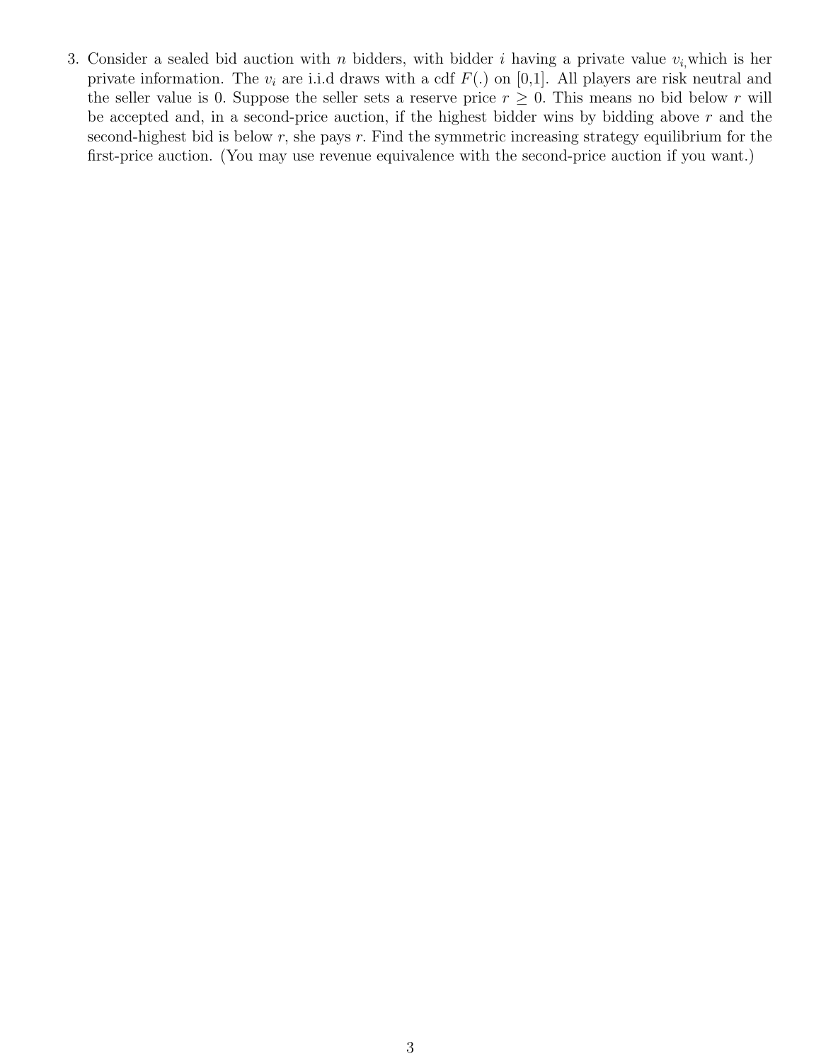3. Consider a sealed bid auction with $n$ bidders, with bidder $i$ having a private value $v_i$, which is her private information. The $v_i$ are i.i.d draws with a cdf $F(.)$ on [0,1]. All players are risk neutral and the seller value is 0. Suppose the seller sets a reserve price $r \geq 0$. This means no bid below $r$ will be accepted and, in a second-price auction, if the highest bidder wins by bidding above $r$ and the second-highest bid is below $r$, she pays $r$. Find the symmetric increasing strategy equilibrium for the first-price auction. (You may use revenue equivalence with the second-price auction if you want.)